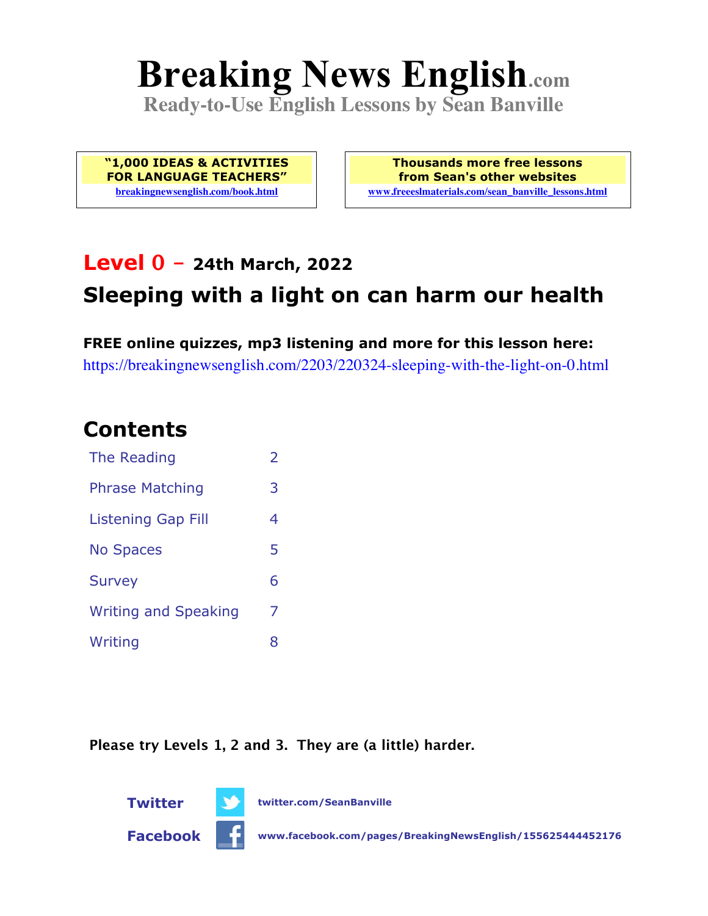# Breaking News English.com

**Ready-to-Use English Lessons by Sean Banville**

| "1,000 IDEAS & ACTIVITIES FOR LANGUAGE TEACHERS" breakingnewsenglish.com/book.html | Thousands more free lessons from Sean's other websites www.freeeslmaterials.com/sean_banville_lessons.html |
|---|---|

## Level 0 – 24th March, 2022

## Sleeping with a light on can harm our health

**FREE online quizzes, mp3 listening and more for this lesson here:**
https://breakingnewsenglish.com/2203/220324-sleeping-with-the-light-on-0.html

## Contents

| | |
|---|---|
| The Reading | 2 |
| Phrase Matching | 3 |
| Listening Gap Fill | 4 |
| No Spaces | 5 |
| Survey | 6 |
| Writing and Speaking | 7 |
| Writing | 8 |

**Please try Levels 1, 2 and 3. They are (a little) harder.**

**Twitter** twitter.com/SeanBanville

**Facebook** www.facebook.com/pages/BreakingNewsEnglish/155625444452176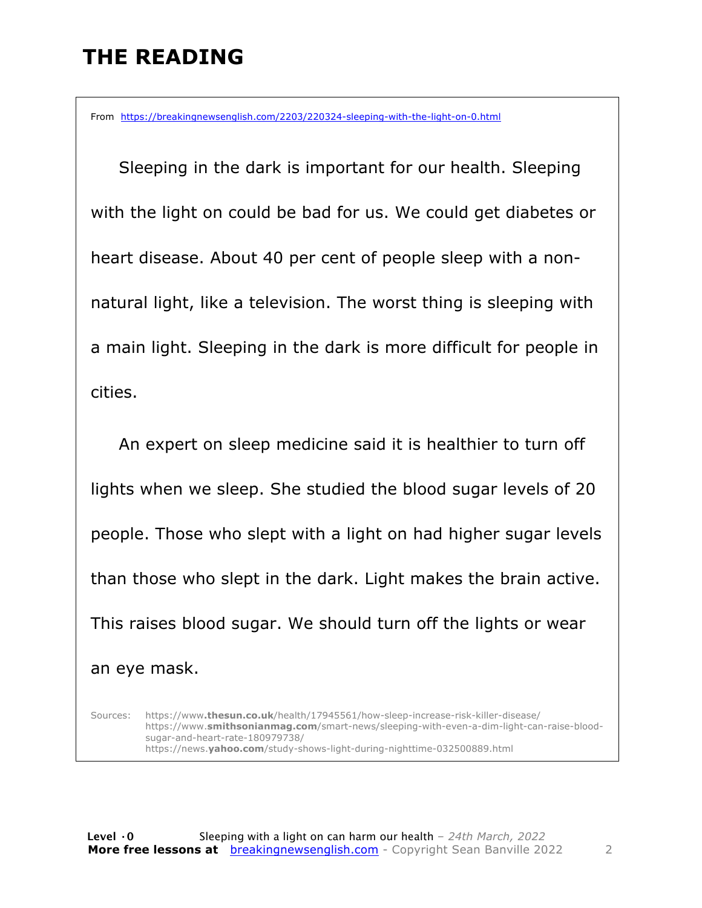# THE READING

From https://breakingnewsenglish.com/2203/220324-sleeping-with-the-light-on-0.html

Sleeping in the dark is important for our health. Sleeping with the light on could be bad for us. We could get diabetes or heart disease. About 40 per cent of people sleep with a non-natural light, like a television. The worst thing is sleeping with a main light. Sleeping in the dark is more difficult for people in cities.

An expert on sleep medicine said it is healthier to turn off lights when we sleep. She studied the blood sugar levels of 20 people. Those who slept with a light on had higher sugar levels than those who slept in the dark. Light makes the brain active. This raises blood sugar. We should turn off the lights or wear an eye mask.

Sources:
https://www.thesun.co.uk/health/17945561/how-sleep-increase-risk-killer-disease/
https://www.smithsonianmag.com/smart-news/sleeping-with-even-a-dim-light-can-raise-blood-sugar-and-heart-rate-180979738/
https://news.yahoo.com/study-shows-light-during-nighttime-032500889.html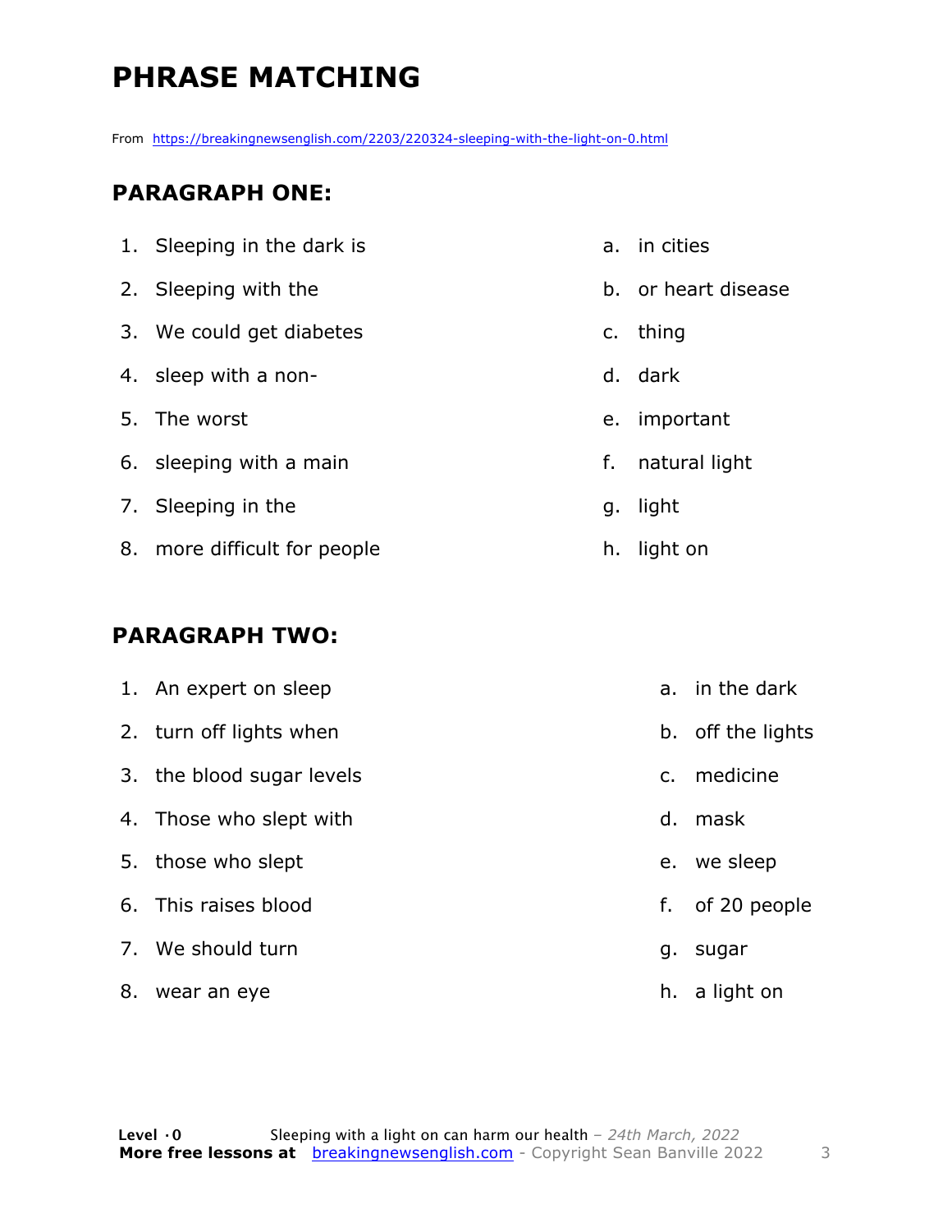# PHRASE MATCHING

From https://breakingnewsenglish.com/2203/220324-sleeping-with-the-light-on-0.html

## PARAGRAPH ONE:

1. Sleeping in the dark is
2. Sleeping with the
3. We could get diabetes
4. sleep with a non-
5. The worst
6. sleeping with a main
7. Sleeping in the
8. more difficult for people

a. in cities
b. or heart disease
c. thing
d. dark
e. important
f. natural light
g. light
h. light on

## PARAGRAPH TWO:

1. An expert on sleep
2. turn off lights when
3. the blood sugar levels
4. Those who slept with
5. those who slept
6. This raises blood
7. We should turn
8. wear an eye

a. in the dark
b. off the lights
c. medicine
d. mask
e. we sleep
f. of 20 people
g. sugar
h. a light on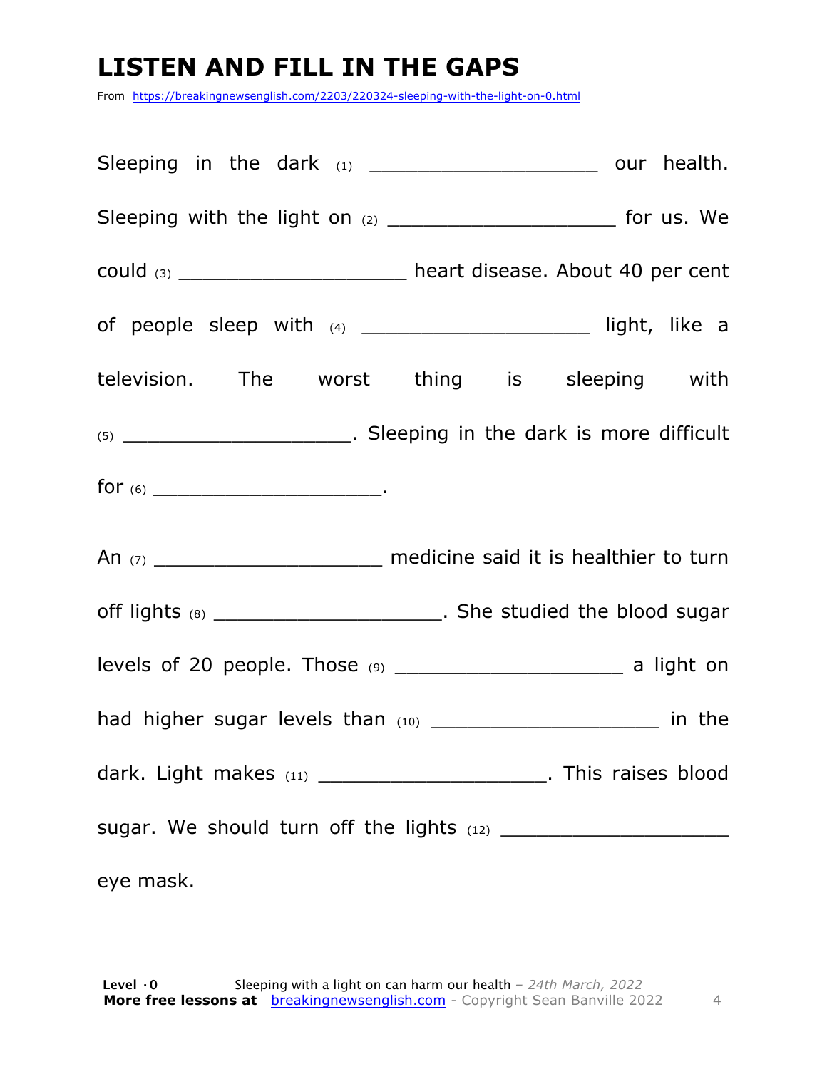# LISTEN AND FILL IN THE GAPS

From https://breakingnewsenglish.com/2203/220324-sleeping-with-the-light-on-0.html

Sleeping in the dark (1) ____________________ our health. Sleeping with the light on (2) ____________________ for us. We could (3) ____________________ heart disease. About 40 per cent of people sleep with (4) ____________________ light, like a television. The worst thing is sleeping with (5) ____________________. Sleeping in the dark is more difficult for (6) ____________________.

An (7) ____________________ medicine said it is healthier to turn off lights (8) ____________________. She studied the blood sugar levels of 20 people. Those (9) ____________________ a light on had higher sugar levels than (10) ____________________ in the dark. Light makes (11) ____________________. This raises blood sugar. We should turn off the lights (12) ____________________ eye mask.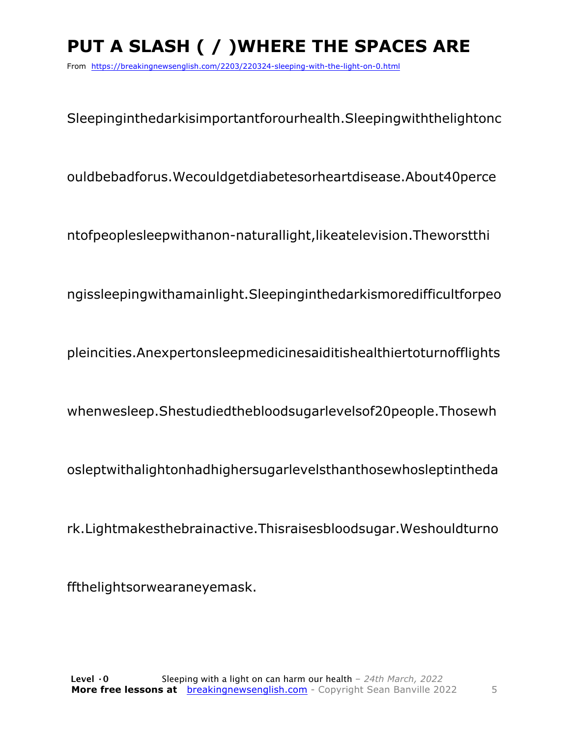# PUT A SLASH ( / )WHERE THE SPACES ARE

From https://breakingnewsenglish.com/2203/220324-sleeping-with-the-light-on-0.html

Sleepinginthedarkisimportantforourhealth.Sleepingwiththelightonc

ouldbebadforus.Wecouldgetdiabetesorheartdisease.About40perce

ntofpeoplesleepwithanon-naturallight,likeatelevision.Theworstthi

ngissleepingwithamainlight.Sleepinginthedarkismoredifficultforpeo

pleincities.Anexpertonsleepmedicinesaiditishealthiertoturnofflights

whenwesleep.Shestudiedthebloodsugarlevelsof20people.Thosewh

osleptwithalightonhadhighersugarlevelsthanthosewhosleptintheda

rk.Lightmakesthebrainactive.Thisraisesbloodsugar.Weshouldturno

ffthelightsorwearaneyemask.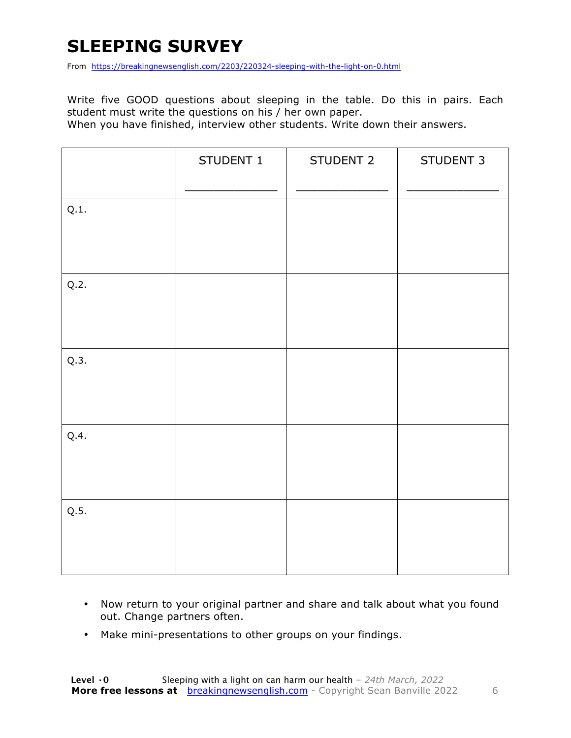# SLEEPING SURVEY

From https://breakingnewsenglish.com/2203/220324-sleeping-with-the-light-on-0.html

Write five GOOD questions about sleeping in the table. Do this in pairs. Each student must write the questions on his / her own paper.
When you have finished, interview other students. Write down their answers.

| | STUDENT 1<br>_______________ | STUDENT 2<br>_______________ | STUDENT 3<br>_______________ |
|---|---|---|---|
| Q.1. | | | |
| Q.2. | | | |
| Q.3. | | | |
| Q.4. | | | |
| Q.5. | | | |

- Now return to your original partner and share and talk about what you found out. Change partners often.
- Make mini-presentations to other groups on your findings.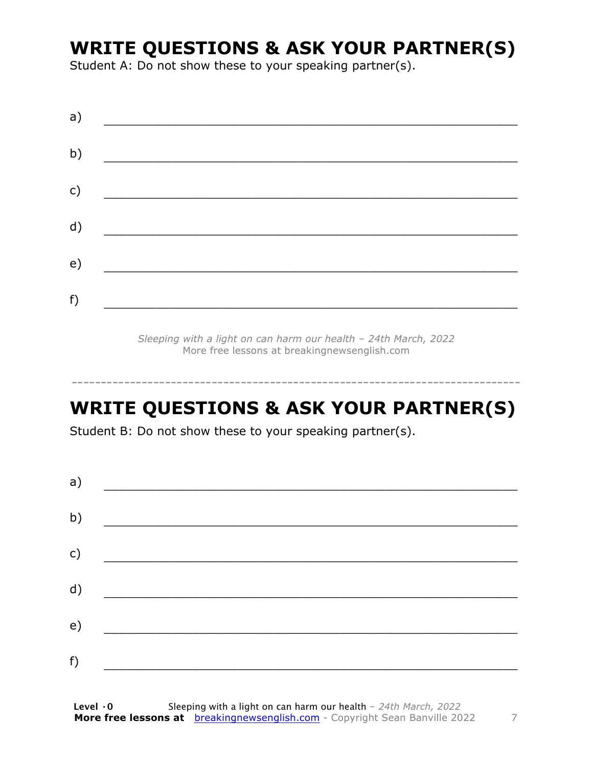## WRITE QUESTIONS & ASK YOUR PARTNER(S)

Student A: Do not show these to your speaking partner(s).

a) ___________________________________________________________

b) ___________________________________________________________

c) ___________________________________________________________

d) ___________________________________________________________

e) ___________________________________________________________

f) ___________________________________________________________

*Sleeping with a light on can harm our health – 24th March, 2022*
More free lessons at breakingnewsenglish.com

---

## WRITE QUESTIONS & ASK YOUR PARTNER(S)

Student B: Do not show these to your speaking partner(s).

a) ___________________________________________________________

b) ___________________________________________________________

c) ___________________________________________________________

d) ___________________________________________________________

e) ___________________________________________________________

f) ___________________________________________________________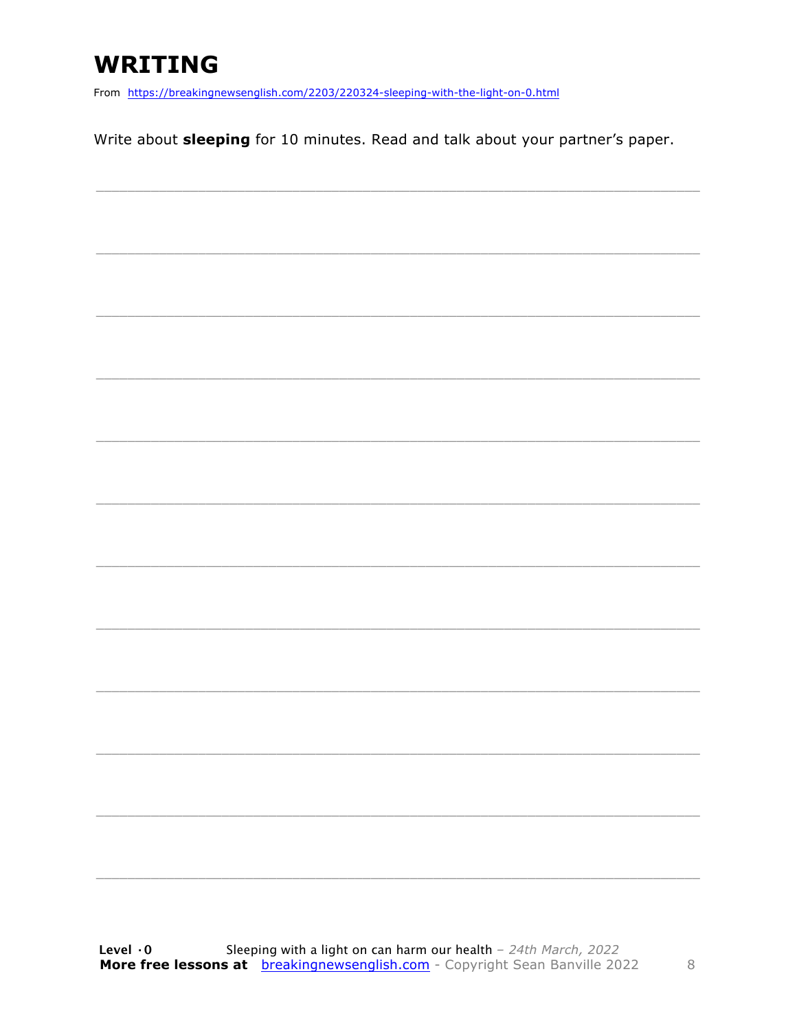# WRITING

From https://breakingnewsenglish.com/2203/220324-sleeping-with-the-light-on-0.html

Write about **sleeping** for 10 minutes. Read and talk about your partner's paper.